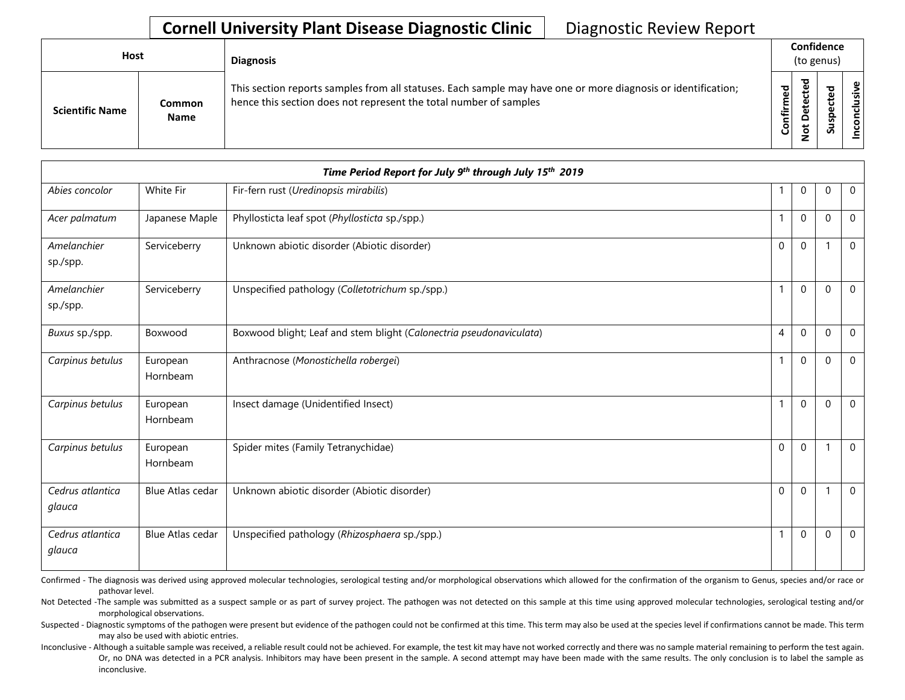**Cornell University Plant Disease Diagnostic Clinic** Diagnostic Review Report

| Host | | Diagnosis | Confidence (to genus) | | | |
|---|---|---|---|---|---|---|
| Scientific Name | Common Name | This section reports samples from all statuses. Each sample may have one or more diagnosis or identification; hence this section does not represent the total number of samples | Confirmed | Not Detected | Suspected | Inconclusive |
| ***Time Period Report for July 9th through July 15th 2019*** | | | | | | |
| *Abies concolor* | White Fir | Fir-fern rust (*Uredinopsis mirabilis*) | 1 | 0 | 0 | 0 |
| *Acer palmatum* | Japanese Maple | Phyllosticta leaf spot (*Phyllosticta* sp./spp.) | 1 | 0 | 0 | 0 |
| *Amelanchier* sp./spp. | Serviceberry | Unknown abiotic disorder (Abiotic disorder) | 0 | 0 | 1 | 0 |
| *Amelanchier* sp./spp. | Serviceberry | Unspecified pathology (*Colletotrichum* sp./spp.) | 1 | 0 | 0 | 0 |
| *Buxus* sp./spp. | Boxwood | Boxwood blight; Leaf and stem blight (*Calonectria pseudonaviculata*) | 4 | 0 | 0 | 0 |
| *Carpinus betulus* | European Hornbeam | Anthracnose (*Monostichella robergei*) | 1 | 0 | 0 | 0 |
| *Carpinus betulus* | European Hornbeam | Insect damage (Unidentified Insect) | 1 | 0 | 0 | 0 |
| *Carpinus betulus* | European Hornbeam | Spider mites (Family Tetranychidae) | 0 | 0 | 1 | 0 |
| *Cedrus atlantica glauca* | Blue Atlas cedar | Unknown abiotic disorder (Abiotic disorder) | 0 | 0 | 1 | 0 |
| *Cedrus atlantica glauca* | Blue Atlas cedar | Unspecified pathology (*Rhizosphaera* sp./spp.) | 1 | 0 | 0 | 0 |

Confirmed - The diagnosis was derived using approved molecular technologies, serological testing and/or morphological observations which allowed for the confirmation of the organism to Genus, species and/or race or pathovar level.

Not Detected -The sample was submitted as a suspect sample or as part of survey project. The pathogen was not detected on this sample at this time using approved molecular technologies, serological testing and/or morphological observations.

Suspected - Diagnostic symptoms of the pathogen were present but evidence of the pathogen could not be confirmed at this time. This term may also be used at the species level if confirmations cannot be made. This term may also be used with abiotic entries.

Inconclusive - Although a suitable sample was received, a reliable result could not be achieved. For example, the test kit may have not worked correctly and there was no sample material remaining to perform the test again. Or, no DNA was detected in a PCR analysis. Inhibitors may have been present in the sample. A second attempt may have been made with the same results. The only conclusion is to label the sample as inconclusive.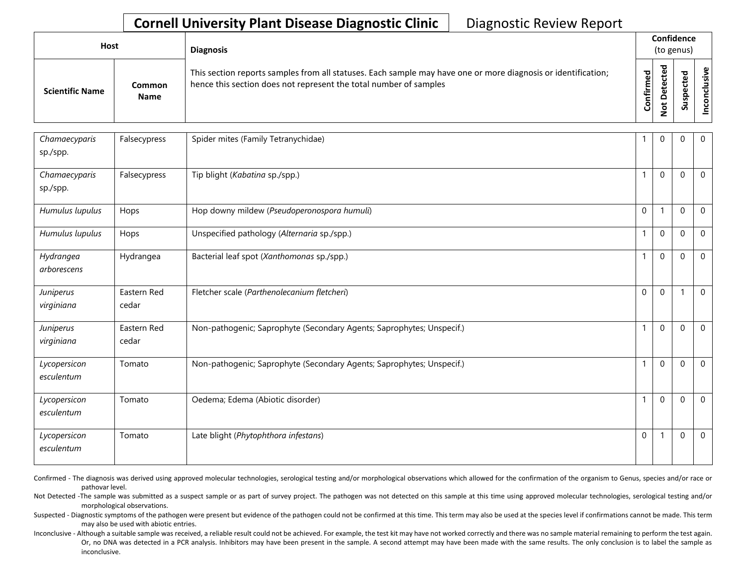**Cornell University Plant Disease Diagnostic Clinic** Diagnostic Review Report

| Host | | Diagnosis | Confidence (to genus) | | | |
|---|---|---|---|---|---|---|
| **Scientific Name** | **Common Name** | This section reports samples from all statuses. Each sample may have one or more diagnosis or identification; hence this section does not represent the total number of samples | **Confirmed** | **Not Detected** | **Suspected** | **Inconclusive** |
| *Chamaecyparis* sp./spp. | Falsecypress | Spider mites (Family Tetranychidae) | 1 | 0 | 0 | 0 |
| *Chamaecyparis* sp./spp. | Falsecypress | Tip blight (*Kabatina* sp./spp.) | 1 | 0 | 0 | 0 |
| *Humulus lupulus* | Hops | Hop downy mildew (*Pseudoperonospora humuli*) | 0 | 1 | 0 | 0 |
| *Humulus lupulus* | Hops | Unspecified pathology (*Alternaria* sp./spp.) | 1 | 0 | 0 | 0 |
| *Hydrangea arborescens* | Hydrangea | Bacterial leaf spot (*Xanthomonas* sp./spp.) | 1 | 0 | 0 | 0 |
| *Juniperus virginiana* | Eastern Red cedar | Fletcher scale (*Parthenolecanium fletcheri*) | 0 | 0 | 1 | 0 |
| *Juniperus virginiana* | Eastern Red cedar | Non-pathogenic; Saprophyte (Secondary Agents; Saprophytes; Unspecif.) | 1 | 0 | 0 | 0 |
| *Lycopersicon esculentum* | Tomato | Non-pathogenic; Saprophyte (Secondary Agents; Saprophytes; Unspecif.) | 1 | 0 | 0 | 0 |
| *Lycopersicon esculentum* | Tomato | Oedema; Edema (Abiotic disorder) | 1 | 0 | 0 | 0 |
| *Lycopersicon esculentum* | Tomato | Late blight (*Phytophthora infestans*) | 0 | 1 | 0 | 0 |

Confirmed - The diagnosis was derived using approved molecular technologies, serological testing and/or morphological observations which allowed for the confirmation of the organism to Genus, species and/or race or pathovar level.

Not Detected -The sample was submitted as a suspect sample or as part of survey project. The pathogen was not detected on this sample at this time using approved molecular technologies, serological testing and/or morphological observations.

Suspected - Diagnostic symptoms of the pathogen were present but evidence of the pathogen could not be confirmed at this time. This term may also be used at the species level if confirmations cannot be made. This term may also be used with abiotic entries.

Inconclusive - Although a suitable sample was received, a reliable result could not be achieved. For example, the test kit may have not worked correctly and there was no sample material remaining to perform the test again. Or, no DNA was detected in a PCR analysis. Inhibitors may have been present in the sample. A second attempt may have been made with the same results. The only conclusion is to label the sample as inconclusive.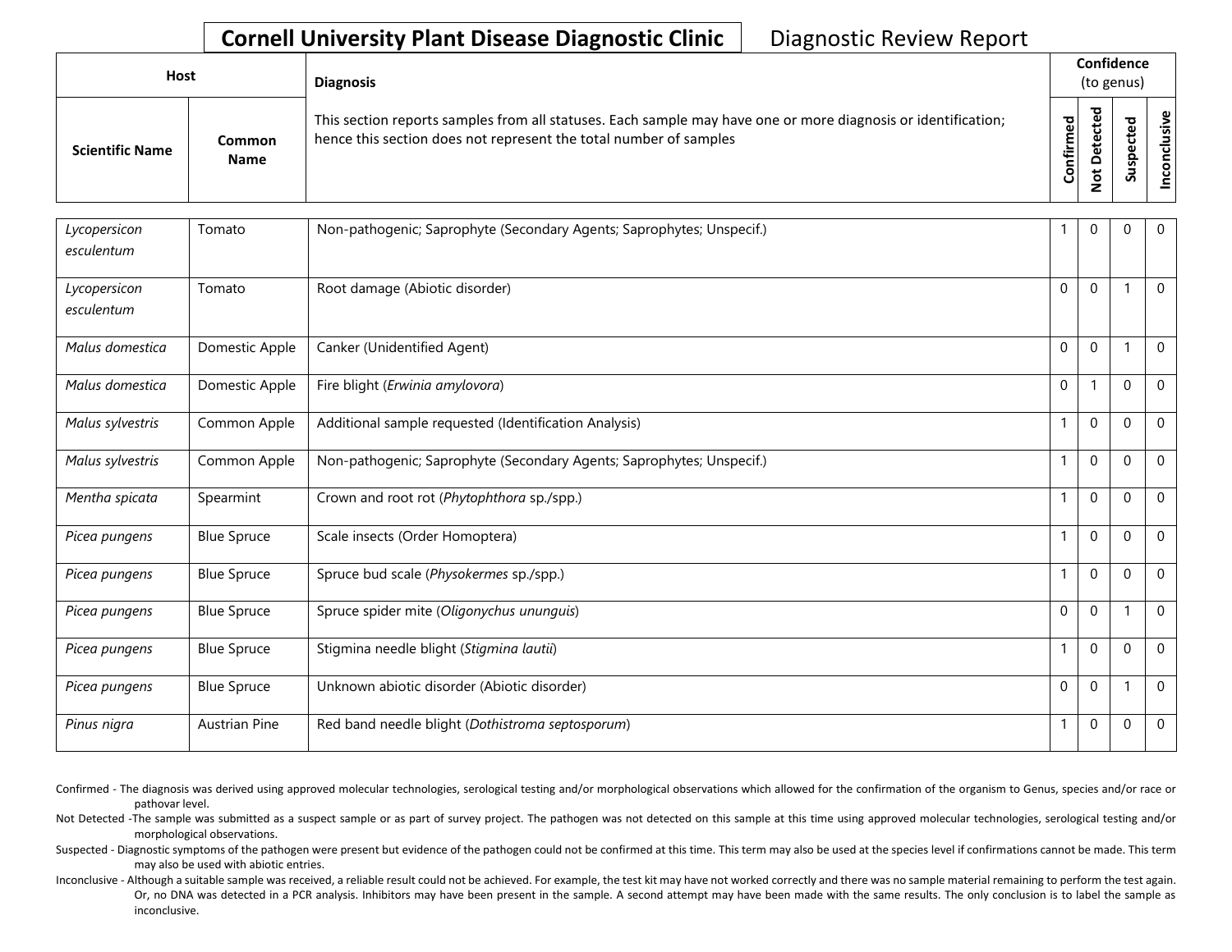# Cornell University Plant Disease Diagnostic Clinic

Diagnostic Review Report

| Host | | Diagnosis | Confidence (to genus) | | | |
|---|---|---|---|---|---|---|
| Scientific Name | Common Name | This section reports samples from all statuses. Each sample may have one or more diagnosis or identification; hence this section does not represent the total number of samples | Confirmed | Not Detected | Suspected | Inconclusive |
| *Lycopersicon esculentum* | Tomato | Non-pathogenic; Saprophyte (Secondary Agents; Saprophytes; Unspecif.) | 1 | 0 | 0 | 0 |
| *Lycopersicon esculentum* | Tomato | Root damage (Abiotic disorder) | 0 | 0 | 1 | 0 |
| *Malus domestica* | Domestic Apple | Canker (Unidentified Agent) | 0 | 0 | 1 | 0 |
| *Malus domestica* | Domestic Apple | Fire blight (*Erwinia amylovora*) | 0 | 1 | 0 | 0 |
| *Malus sylvestris* | Common Apple | Additional sample requested (Identification Analysis) | 1 | 0 | 0 | 0 |
| *Malus sylvestris* | Common Apple | Non-pathogenic; Saprophyte (Secondary Agents; Saprophytes; Unspecif.) | 1 | 0 | 0 | 0 |
| *Mentha spicata* | Spearmint | Crown and root rot (*Phytophthora* sp./spp.) | 1 | 0 | 0 | 0 |
| *Picea pungens* | Blue Spruce | Scale insects (Order Homoptera) | 1 | 0 | 0 | 0 |
| *Picea pungens* | Blue Spruce | Spruce bud scale (*Physokermes* sp./spp.) | 1 | 0 | 0 | 0 |
| *Picea pungens* | Blue Spruce | Spruce spider mite (*Oligonychus ununguis*) | 0 | 0 | 1 | 0 |
| *Picea pungens* | Blue Spruce | Stigmina needle blight (*Stigmina lautii*) | 1 | 0 | 0 | 0 |
| *Picea pungens* | Blue Spruce | Unknown abiotic disorder (Abiotic disorder) | 0 | 0 | 1 | 0 |
| *Pinus nigra* | Austrian Pine | Red band needle blight (*Dothistroma septosporum*) | 1 | 0 | 0 | 0 |

Confirmed - The diagnosis was derived using approved molecular technologies, serological testing and/or morphological observations which allowed for the confirmation of the organism to Genus, species and/or race or pathovar level.

Not Detected -The sample was submitted as a suspect sample or as part of survey project. The pathogen was not detected on this sample at this time using approved molecular technologies, serological testing and/or morphological observations.

Suspected - Diagnostic symptoms of the pathogen were present but evidence of the pathogen could not be confirmed at this time. This term may also be used at the species level if confirmations cannot be made. This term may also be used with abiotic entries.

Inconclusive - Although a suitable sample was received, a reliable result could not be achieved. For example, the test kit may have not worked correctly and there was no sample material remaining to perform the test again. Or, no DNA was detected in a PCR analysis. Inhibitors may have been present in the sample. A second attempt may have been made with the same results. The only conclusion is to label the sample as inconclusive.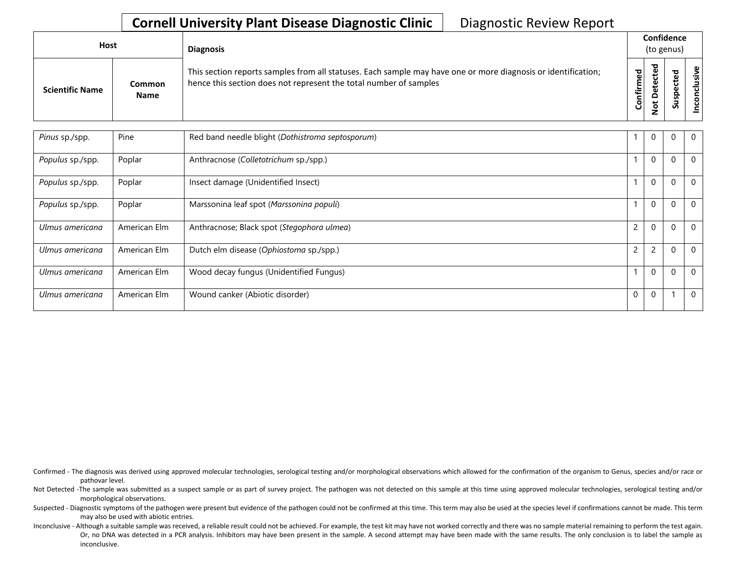**Cornell University Plant Disease Diagnostic Clinic** Diagnostic Review Report

| Host | | Diagnosis | Confidence (to genus) | | | |
|---|---|---|---|---|---|---|
| Scientific Name | Common Name | This section reports samples from all statuses. Each sample may have one or more diagnosis or identification; hence this section does not represent the total number of samples | Confirmed | Not Detected | Suspected | Inconclusive |
| *Pinus* sp./spp. | Pine | Red band needle blight (*Dothistroma septosporum*) | 1 | 0 | 0 | 0 |
| *Populus* sp./spp. | Poplar | Anthracnose (*Colletotrichum* sp./spp.) | 1 | 0 | 0 | 0 |
| *Populus* sp./spp. | Poplar | Insect damage (Unidentified Insect) | 1 | 0 | 0 | 0 |
| *Populus* sp./spp. | Poplar | Marssonina leaf spot (*Marssonina populi*) | 1 | 0 | 0 | 0 |
| *Ulmus americana* | American Elm | Anthracnose; Black spot (*Stegophora ulmea*) | 2 | 0 | 0 | 0 |
| *Ulmus americana* | American Elm | Dutch elm disease (*Ophiostoma* sp./spp.) | 2 | 2 | 0 | 0 |
| *Ulmus americana* | American Elm | Wood decay fungus (Unidentified Fungus) | 1 | 0 | 0 | 0 |
| *Ulmus americana* | American Elm | Wound canker (Abiotic disorder) | 0 | 0 | 1 | 0 |

Confirmed - The diagnosis was derived using approved molecular technologies, serological testing and/or morphological observations which allowed for the confirmation of the organism to Genus, species and/or race or pathovar level.

Not Detected -The sample was submitted as a suspect sample or as part of survey project. The pathogen was not detected on this sample at this time using approved molecular technologies, serological testing and/or morphological observations.

Suspected - Diagnostic symptoms of the pathogen were present but evidence of the pathogen could not be confirmed at this time. This term may also be used at the species level if confirmations cannot be made. This term may also be used with abiotic entries.

Inconclusive - Although a suitable sample was received, a reliable result could not be achieved. For example, the test kit may have not worked correctly and there was no sample material remaining to perform the test again. Or, no DNA was detected in a PCR analysis. Inhibitors may have been present in the sample. A second attempt may have been made with the same results. The only conclusion is to label the sample as inconclusive.